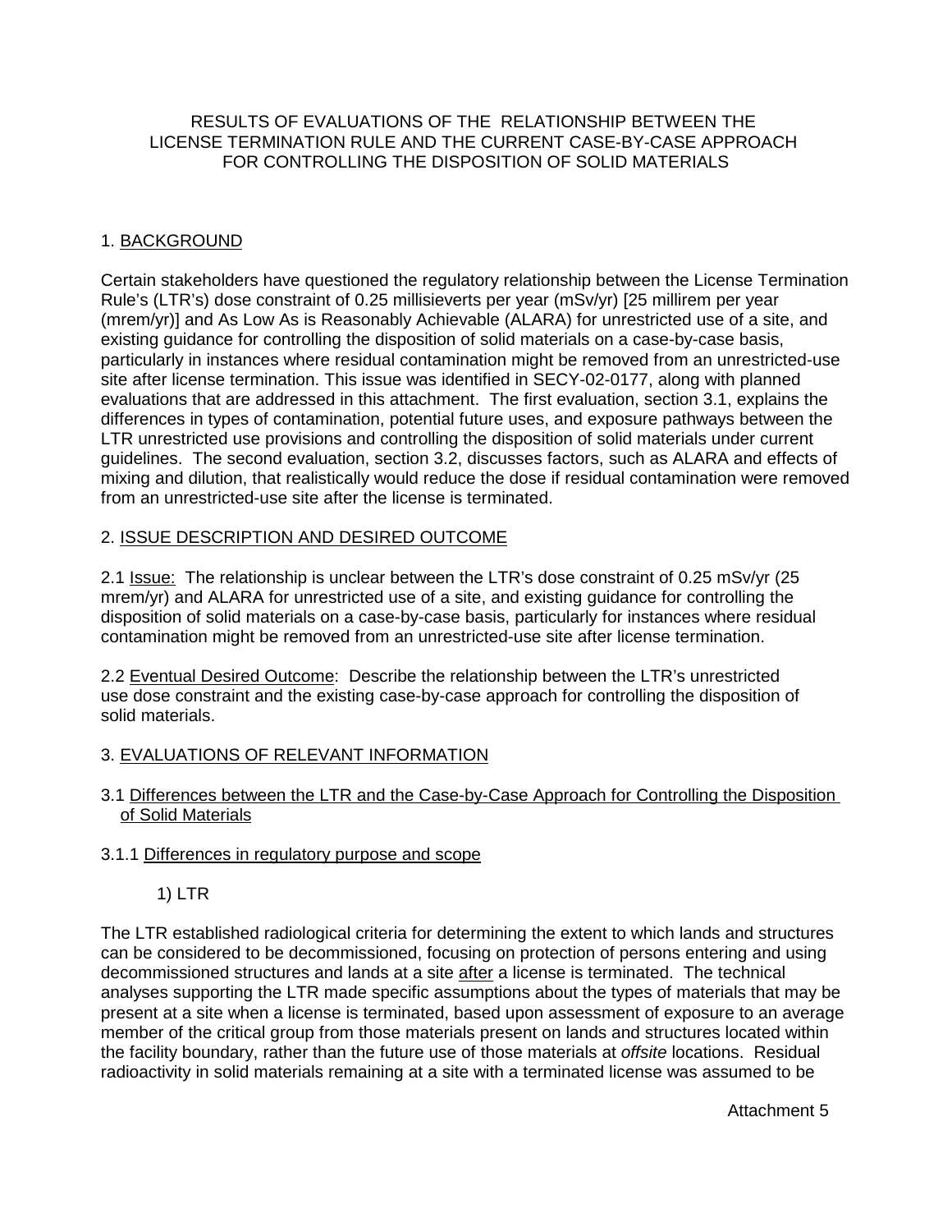# RESULTS OF EVALUATIONS OF THE RELATIONSHIP BETWEEN THE LICENSE TERMINATION RULE AND THE CURRENT CASE-BY-CASE APPROACH FOR CONTROLLING THE DISPOSITION OF SOLID MATERIALS

## 1. BACKGROUND

Certain stakeholders have questioned the regulatory relationship between the License Termination Rule's (LTR's) dose constraint of 0.25 millisieverts per year (mSv/yr) [25 millirem per year (mrem/yr)] and As Low As is Reasonably Achievable (ALARA) for unrestricted use of a site, and existing guidance for controlling the disposition of solid materials on a case-by-case basis, particularly in instances where residual contamination might be removed from an unrestricted-use site after license termination. This issue was identified in SECY-02-0177, along with planned evaluations that are addressed in this attachment. The first evaluation, section 3.1, explains the differences in types of contamination, potential future uses, and exposure pathways between the LTR unrestricted use provisions and controlling the disposition of solid materials under current guidelines. The second evaluation, section 3.2, discusses factors, such as ALARA and effects of mixing and dilution, that realistically would reduce the dose if residual contamination were removed from an unrestricted-use site after the license is terminated.

## 2. ISSUE DESCRIPTION AND DESIRED OUTCOME

2.1 Issue: The relationship is unclear between the LTR's dose constraint of 0.25 mSv/yr (25 mrem/yr) and ALARA for unrestricted use of a site, and existing guidance for controlling the disposition of solid materials on a case-by-case basis, particularly for instances where residual contamination might be removed from an unrestricted-use site after license termination.

2.2 Eventual Desired Outcome: Describe the relationship between the LTR's unrestricted use dose constraint and the existing case-by-case approach for controlling the disposition of solid materials.

## 3. EVALUATIONS OF RELEVANT INFORMATION

### 3.1 Differences between the LTR and the Case-by-Case Approach for Controlling the Disposition of Solid Materials

#### 3.1.1 Differences in regulatory purpose and scope

1) LTR

The LTR established radiological criteria for determining the extent to which lands and structures can be considered to be decommissioned, focusing on protection of persons entering and using decommissioned structures and lands at a site after a license is terminated. The technical analyses supporting the LTR made specific assumptions about the types of materials that may be present at a site when a license is terminated, based upon assessment of exposure to an average member of the critical group from those materials present on lands and structures located within the facility boundary, rather than the future use of those materials at *offsite* locations. Residual radioactivity in solid materials remaining at a site with a terminated license was assumed to be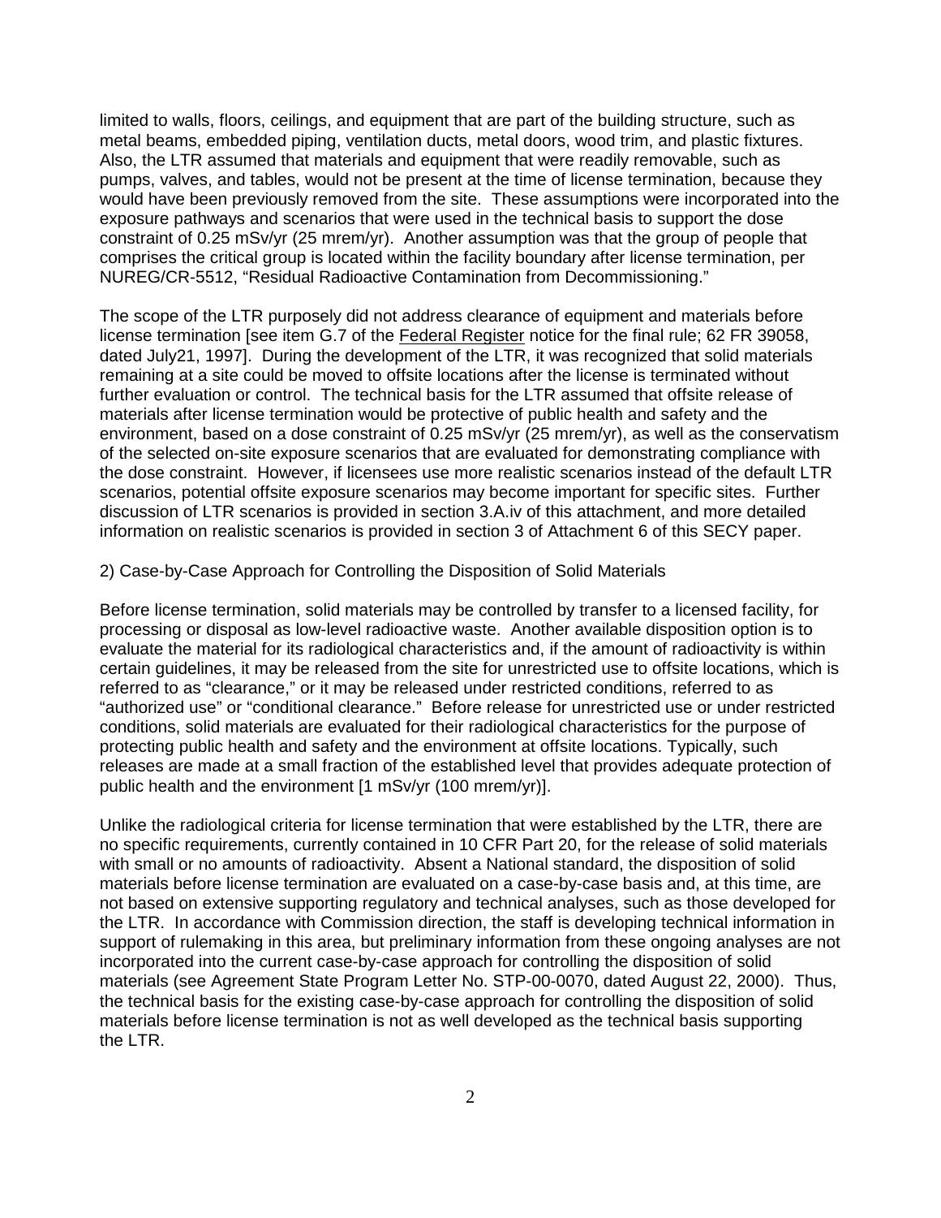limited to walls, floors, ceilings, and equipment that are part of the building structure, such as metal beams, embedded piping, ventilation ducts, metal doors, wood trim, and plastic fixtures. Also, the LTR assumed that materials and equipment that were readily removable, such as pumps, valves, and tables, would not be present at the time of license termination, because they would have been previously removed from the site. These assumptions were incorporated into the exposure pathways and scenarios that were used in the technical basis to support the dose constraint of 0.25 mSv/yr (25 mrem/yr). Another assumption was that the group of people that comprises the critical group is located within the facility boundary after license termination, per NUREG/CR-5512, "Residual Radioactive Contamination from Decommissioning."

The scope of the LTR purposely did not address clearance of equipment and materials before license termination [see item G.7 of the Federal Register notice for the final rule; 62 FR 39058, dated July21, 1997]. During the development of the LTR, it was recognized that solid materials remaining at a site could be moved to offsite locations after the license is terminated without further evaluation or control. The technical basis for the LTR assumed that offsite release of materials after license termination would be protective of public health and safety and the environment, based on a dose constraint of 0.25 mSv/yr (25 mrem/yr), as well as the conservatism of the selected on-site exposure scenarios that are evaluated for demonstrating compliance with the dose constraint. However, if licensees use more realistic scenarios instead of the default LTR scenarios, potential offsite exposure scenarios may become important for specific sites. Further discussion of LTR scenarios is provided in section 3.A.iv of this attachment, and more detailed information on realistic scenarios is provided in section 3 of Attachment 6 of this SECY paper.

2) Case-by-Case Approach for Controlling the Disposition of Solid Materials

Before license termination, solid materials may be controlled by transfer to a licensed facility, for processing or disposal as low-level radioactive waste. Another available disposition option is to evaluate the material for its radiological characteristics and, if the amount of radioactivity is within certain guidelines, it may be released from the site for unrestricted use to offsite locations, which is referred to as "clearance," or it may be released under restricted conditions, referred to as "authorized use" or "conditional clearance." Before release for unrestricted use or under restricted conditions, solid materials are evaluated for their radiological characteristics for the purpose of protecting public health and safety and the environment at offsite locations. Typically, such releases are made at a small fraction of the established level that provides adequate protection of public health and the environment [1 mSv/yr (100 mrem/yr)].

Unlike the radiological criteria for license termination that were established by the LTR, there are no specific requirements, currently contained in 10 CFR Part 20, for the release of solid materials with small or no amounts of radioactivity. Absent a National standard, the disposition of solid materials before license termination are evaluated on a case-by-case basis and, at this time, are not based on extensive supporting regulatory and technical analyses, such as those developed for the LTR. In accordance with Commission direction, the staff is developing technical information in support of rulemaking in this area, but preliminary information from these ongoing analyses are not incorporated into the current case-by-case approach for controlling the disposition of solid materials (see Agreement State Program Letter No. STP-00-0070, dated August 22, 2000). Thus, the technical basis for the existing case-by-case approach for controlling the disposition of solid materials before license termination is not as well developed as the technical basis supporting the LTR.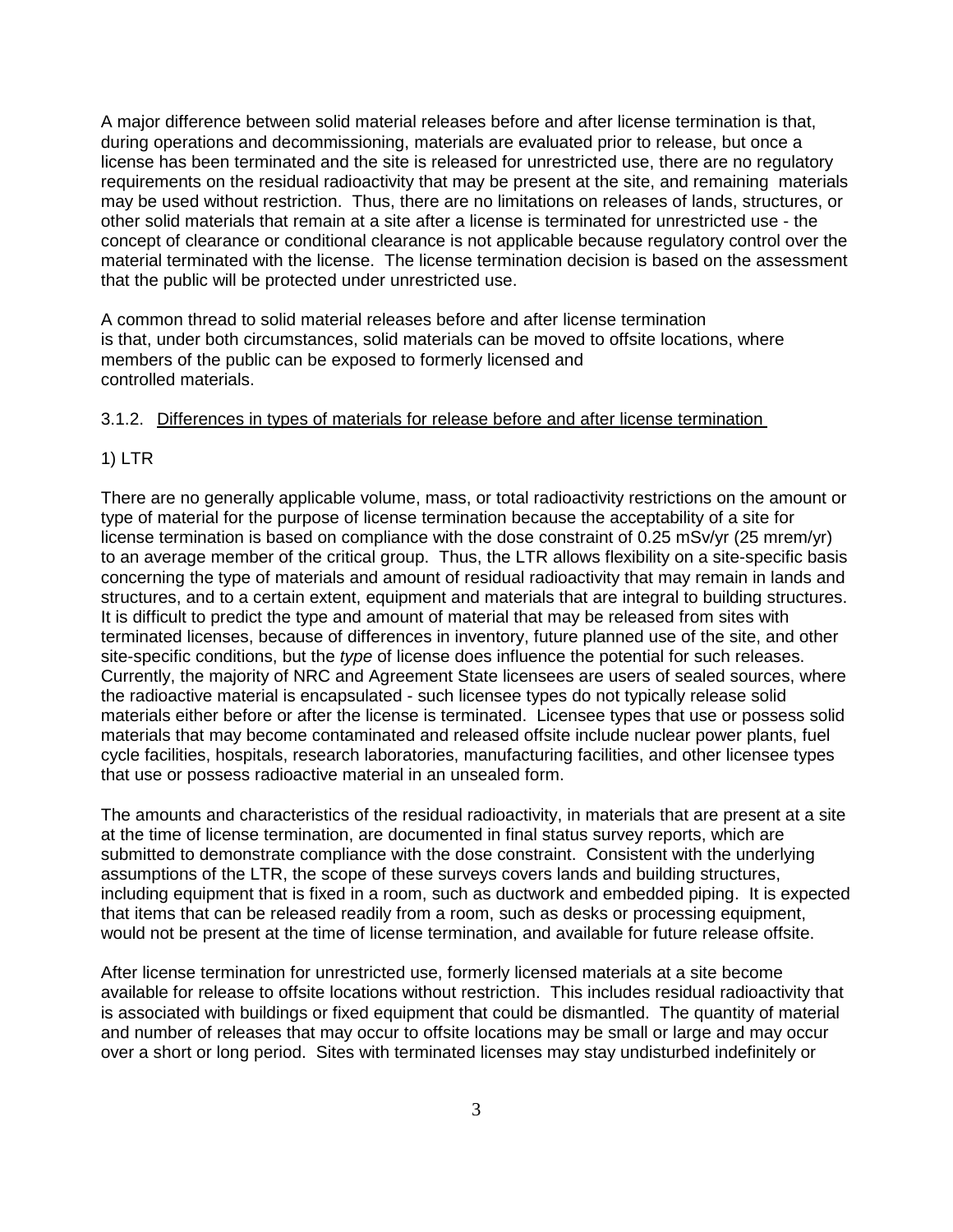A major difference between solid material releases before and after license termination is that, during operations and decommissioning, materials are evaluated prior to release, but once a license has been terminated and the site is released for unrestricted use, there are no regulatory requirements on the residual radioactivity that may be present at the site, and remaining materials may be used without restriction. Thus, there are no limitations on releases of lands, structures, or other solid materials that remain at a site after a license is terminated for unrestricted use - the concept of clearance or conditional clearance is not applicable because regulatory control over the material terminated with the license. The license termination decision is based on the assessment that the public will be protected under unrestricted use.

A common thread to solid material releases before and after license termination is that, under both circumstances, solid materials can be moved to offsite locations, where members of the public can be exposed to formerly licensed and controlled materials.

### 3.1.2. Differences in types of materials for release before and after license termination

#### 1) LTR

There are no generally applicable volume, mass, or total radioactivity restrictions on the amount or type of material for the purpose of license termination because the acceptability of a site for license termination is based on compliance with the dose constraint of 0.25 mSv/yr (25 mrem/yr) to an average member of the critical group. Thus, the LTR allows flexibility on a site-specific basis concerning the type of materials and amount of residual radioactivity that may remain in lands and structures, and to a certain extent, equipment and materials that are integral to building structures. It is difficult to predict the type and amount of material that may be released from sites with terminated licenses, because of differences in inventory, future planned use of the site, and other site-specific conditions, but the *type* of license does influence the potential for such releases. Currently, the majority of NRC and Agreement State licensees are users of sealed sources, where the radioactive material is encapsulated - such licensee types do not typically release solid materials either before or after the license is terminated. Licensee types that use or possess solid materials that may become contaminated and released offsite include nuclear power plants, fuel cycle facilities, hospitals, research laboratories, manufacturing facilities, and other licensee types that use or possess radioactive material in an unsealed form.

The amounts and characteristics of the residual radioactivity, in materials that are present at a site at the time of license termination, are documented in final status survey reports, which are submitted to demonstrate compliance with the dose constraint. Consistent with the underlying assumptions of the LTR, the scope of these surveys covers lands and building structures, including equipment that is fixed in a room, such as ductwork and embedded piping. It is expected that items that can be released readily from a room, such as desks or processing equipment, would not be present at the time of license termination, and available for future release offsite.

After license termination for unrestricted use, formerly licensed materials at a site become available for release to offsite locations without restriction. This includes residual radioactivity that is associated with buildings or fixed equipment that could be dismantled. The quantity of material and number of releases that may occur to offsite locations may be small or large and may occur over a short or long period. Sites with terminated licenses may stay undisturbed indefinitely or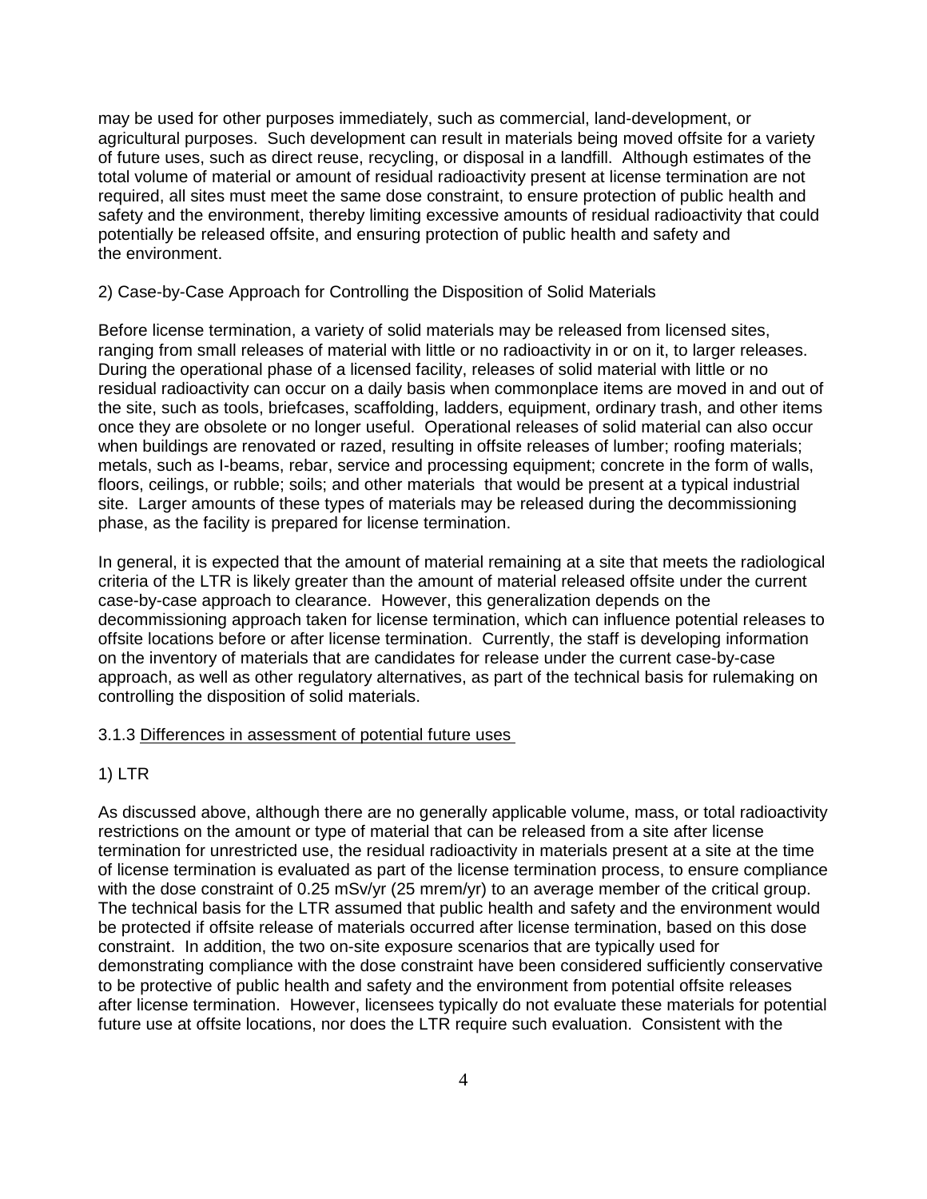may be used for other purposes immediately, such as commercial, land-development, or agricultural purposes. Such development can result in materials being moved offsite for a variety of future uses, such as direct reuse, recycling, or disposal in a landfill. Although estimates of the total volume of material or amount of residual radioactivity present at license termination are not required, all sites must meet the same dose constraint, to ensure protection of public health and safety and the environment, thereby limiting excessive amounts of residual radioactivity that could potentially be released offsite, and ensuring protection of public health and safety and the environment.

2) Case-by-Case Approach for Controlling the Disposition of Solid Materials

Before license termination, a variety of solid materials may be released from licensed sites, ranging from small releases of material with little or no radioactivity in or on it, to larger releases. During the operational phase of a licensed facility, releases of solid material with little or no residual radioactivity can occur on a daily basis when commonplace items are moved in and out of the site, such as tools, briefcases, scaffolding, ladders, equipment, ordinary trash, and other items once they are obsolete or no longer useful. Operational releases of solid material can also occur when buildings are renovated or razed, resulting in offsite releases of lumber; roofing materials; metals, such as I-beams, rebar, service and processing equipment; concrete in the form of walls, floors, ceilings, or rubble; soils; and other materials that would be present at a typical industrial site. Larger amounts of these types of materials may be released during the decommissioning phase, as the facility is prepared for license termination.

In general, it is expected that the amount of material remaining at a site that meets the radiological criteria of the LTR is likely greater than the amount of material released offsite under the current case-by-case approach to clearance. However, this generalization depends on the decommissioning approach taken for license termination, which can influence potential releases to offsite locations before or after license termination. Currently, the staff is developing information on the inventory of materials that are candidates for release under the current case-by-case approach, as well as other regulatory alternatives, as part of the technical basis for rulemaking on controlling the disposition of solid materials.

3.1.3 <u>Differences in assessment of potential future uses</u>

1) LTR

As discussed above, although there are no generally applicable volume, mass, or total radioactivity restrictions on the amount or type of material that can be released from a site after license termination for unrestricted use, the residual radioactivity in materials present at a site at the time of license termination is evaluated as part of the license termination process, to ensure compliance with the dose constraint of 0.25 mSv/yr (25 mrem/yr) to an average member of the critical group. The technical basis for the LTR assumed that public health and safety and the environment would be protected if offsite release of materials occurred after license termination, based on this dose constraint. In addition, the two on-site exposure scenarios that are typically used for demonstrating compliance with the dose constraint have been considered sufficiently conservative to be protective of public health and safety and the environment from potential offsite releases after license termination. However, licensees typically do not evaluate these materials for potential future use at offsite locations, nor does the LTR require such evaluation. Consistent with the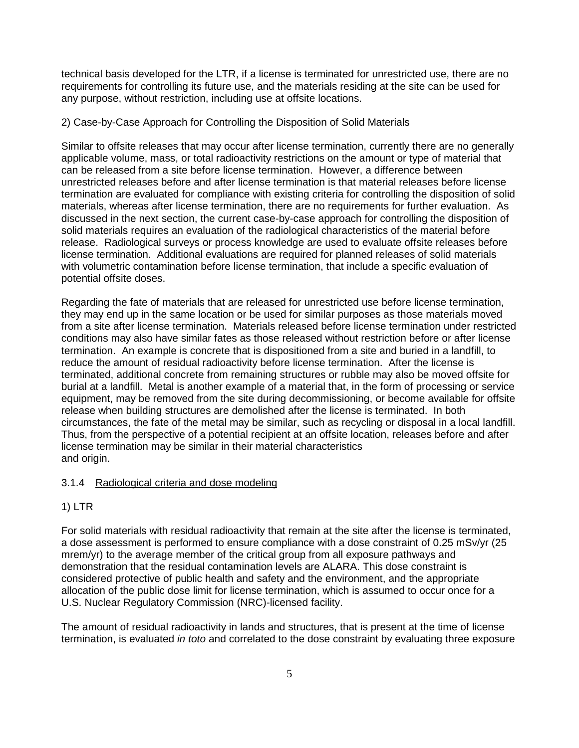technical basis developed for the LTR, if a license is terminated for unrestricted use, there are no requirements for controlling its future use, and the materials residing at the site can be used for any purpose, without restriction, including use at offsite locations.

2) Case-by-Case Approach for Controlling the Disposition of Solid Materials

Similar to offsite releases that may occur after license termination, currently there are no generally applicable volume, mass, or total radioactivity restrictions on the amount or type of material that can be released from a site before license termination. However, a difference between unrestricted releases before and after license termination is that material releases before license termination are evaluated for compliance with existing criteria for controlling the disposition of solid materials, whereas after license termination, there are no requirements for further evaluation. As discussed in the next section, the current case-by-case approach for controlling the disposition of solid materials requires an evaluation of the radiological characteristics of the material before release. Radiological surveys or process knowledge are used to evaluate offsite releases before license termination. Additional evaluations are required for planned releases of solid materials with volumetric contamination before license termination, that include a specific evaluation of potential offsite doses.

Regarding the fate of materials that are released for unrestricted use before license termination, they may end up in the same location or be used for similar purposes as those materials moved from a site after license termination. Materials released before license termination under restricted conditions may also have similar fates as those released without restriction before or after license termination. An example is concrete that is dispositioned from a site and buried in a landfill, to reduce the amount of residual radioactivity before license termination. After the license is terminated, additional concrete from remaining structures or rubble may also be moved offsite for burial at a landfill. Metal is another example of a material that, in the form of processing or service equipment, may be removed from the site during decommissioning, or become available for offsite release when building structures are demolished after the license is terminated. In both circumstances, the fate of the metal may be similar, such as recycling or disposal in a local landfill. Thus, from the perspective of a potential recipient at an offsite location, releases before and after license termination may be similar in their material characteristics and origin.

### 3.1.4 Radiological criteria and dose modeling

1) LTR

For solid materials with residual radioactivity that remain at the site after the license is terminated, a dose assessment is performed to ensure compliance with a dose constraint of 0.25 mSv/yr (25 mrem/yr) to the average member of the critical group from all exposure pathways and demonstration that the residual contamination levels are ALARA. This dose constraint is considered protective of public health and safety and the environment, and the appropriate allocation of the public dose limit for license termination, which is assumed to occur once for a U.S. Nuclear Regulatory Commission (NRC)-licensed facility.

The amount of residual radioactivity in lands and structures, that is present at the time of license termination, is evaluated *in toto* and correlated to the dose constraint by evaluating three exposure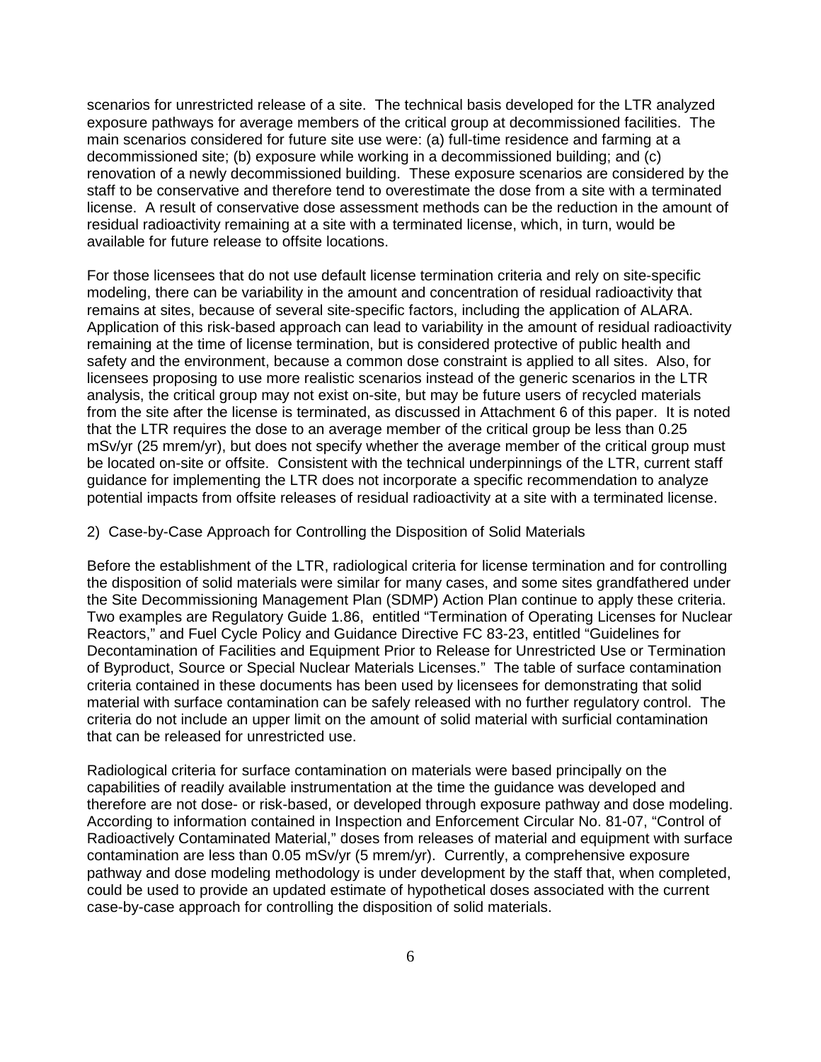scenarios for unrestricted release of a site. The technical basis developed for the LTR analyzed exposure pathways for average members of the critical group at decommissioned facilities. The main scenarios considered for future site use were: (a) full-time residence and farming at a decommissioned site; (b) exposure while working in a decommissioned building; and (c) renovation of a newly decommissioned building. These exposure scenarios are considered by the staff to be conservative and therefore tend to overestimate the dose from a site with a terminated license. A result of conservative dose assessment methods can be the reduction in the amount of residual radioactivity remaining at a site with a terminated license, which, in turn, would be available for future release to offsite locations.

For those licensees that do not use default license termination criteria and rely on site-specific modeling, there can be variability in the amount and concentration of residual radioactivity that remains at sites, because of several site-specific factors, including the application of ALARA. Application of this risk-based approach can lead to variability in the amount of residual radioactivity remaining at the time of license termination, but is considered protective of public health and safety and the environment, because a common dose constraint is applied to all sites. Also, for licensees proposing to use more realistic scenarios instead of the generic scenarios in the LTR analysis, the critical group may not exist on-site, but may be future users of recycled materials from the site after the license is terminated, as discussed in Attachment 6 of this paper. It is noted that the LTR requires the dose to an average member of the critical group be less than 0.25 mSv/yr (25 mrem/yr), but does not specify whether the average member of the critical group must be located on-site or offsite. Consistent with the technical underpinnings of the LTR, current staff guidance for implementing the LTR does not incorporate a specific recommendation to analyze potential impacts from offsite releases of residual radioactivity at a site with a terminated license.

2) Case-by-Case Approach for Controlling the Disposition of Solid Materials

Before the establishment of the LTR, radiological criteria for license termination and for controlling the disposition of solid materials were similar for many cases, and some sites grandfathered under the Site Decommissioning Management Plan (SDMP) Action Plan continue to apply these criteria. Two examples are Regulatory Guide 1.86, entitled "Termination of Operating Licenses for Nuclear Reactors," and Fuel Cycle Policy and Guidance Directive FC 83-23, entitled "Guidelines for Decontamination of Facilities and Equipment Prior to Release for Unrestricted Use or Termination of Byproduct, Source or Special Nuclear Materials Licenses." The table of surface contamination criteria contained in these documents has been used by licensees for demonstrating that solid material with surface contamination can be safely released with no further regulatory control. The criteria do not include an upper limit on the amount of solid material with surficial contamination that can be released for unrestricted use.

Radiological criteria for surface contamination on materials were based principally on the capabilities of readily available instrumentation at the time the guidance was developed and therefore are not dose- or risk-based, or developed through exposure pathway and dose modeling. According to information contained in Inspection and Enforcement Circular No. 81-07, "Control of Radioactively Contaminated Material," doses from releases of material and equipment with surface contamination are less than 0.05 mSv/yr (5 mrem/yr). Currently, a comprehensive exposure pathway and dose modeling methodology is under development by the staff that, when completed, could be used to provide an updated estimate of hypothetical doses associated with the current case-by-case approach for controlling the disposition of solid materials.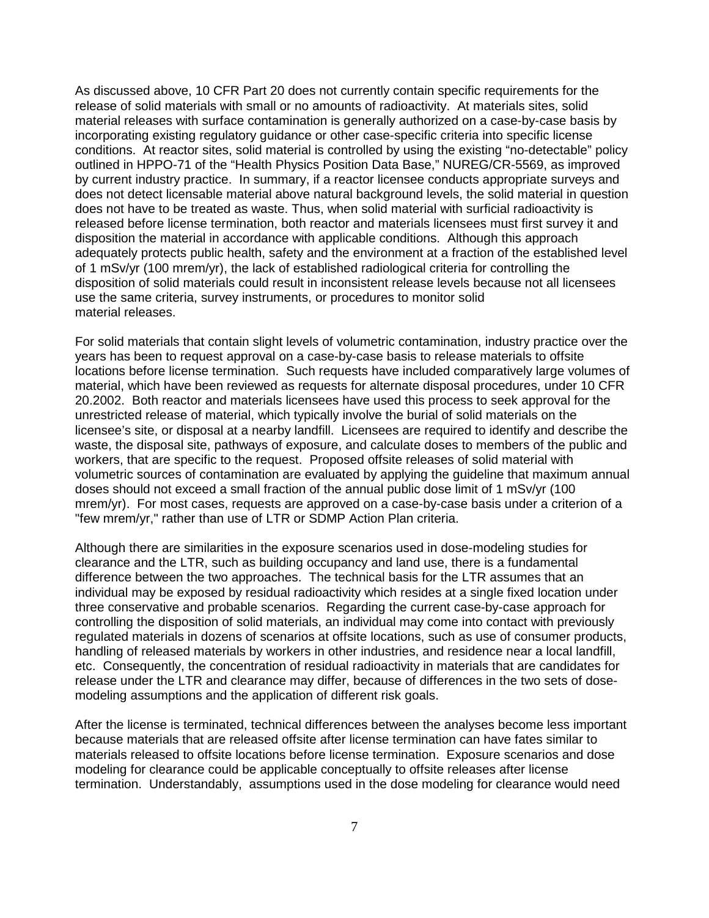As discussed above, 10 CFR Part 20 does not currently contain specific requirements for the release of solid materials with small or no amounts of radioactivity. At materials sites, solid material releases with surface contamination is generally authorized on a case-by-case basis by incorporating existing regulatory guidance or other case-specific criteria into specific license conditions. At reactor sites, solid material is controlled by using the existing "no-detectable" policy outlined in HPPO-71 of the "Health Physics Position Data Base," NUREG/CR-5569, as improved by current industry practice. In summary, if a reactor licensee conducts appropriate surveys and does not detect licensable material above natural background levels, the solid material in question does not have to be treated as waste. Thus, when solid material with surficial radioactivity is released before license termination, both reactor and materials licensees must first survey it and disposition the material in accordance with applicable conditions. Although this approach adequately protects public health, safety and the environment at a fraction of the established level of 1 mSv/yr (100 mrem/yr), the lack of established radiological criteria for controlling the disposition of solid materials could result in inconsistent release levels because not all licensees use the same criteria, survey instruments, or procedures to monitor solid material releases.

For solid materials that contain slight levels of volumetric contamination, industry practice over the years has been to request approval on a case-by-case basis to release materials to offsite locations before license termination. Such requests have included comparatively large volumes of material, which have been reviewed as requests for alternate disposal procedures, under 10 CFR 20.2002. Both reactor and materials licensees have used this process to seek approval for the unrestricted release of material, which typically involve the burial of solid materials on the licensee's site, or disposal at a nearby landfill. Licensees are required to identify and describe the waste, the disposal site, pathways of exposure, and calculate doses to members of the public and workers, that are specific to the request. Proposed offsite releases of solid material with volumetric sources of contamination are evaluated by applying the guideline that maximum annual doses should not exceed a small fraction of the annual public dose limit of 1 mSv/yr (100 mrem/yr). For most cases, requests are approved on a case-by-case basis under a criterion of a "few mrem/yr," rather than use of LTR or SDMP Action Plan criteria.

Although there are similarities in the exposure scenarios used in dose-modeling studies for clearance and the LTR, such as building occupancy and land use, there is a fundamental difference between the two approaches. The technical basis for the LTR assumes that an individual may be exposed by residual radioactivity which resides at a single fixed location under three conservative and probable scenarios. Regarding the current case-by-case approach for controlling the disposition of solid materials, an individual may come into contact with previously regulated materials in dozens of scenarios at offsite locations, such as use of consumer products, handling of released materials by workers in other industries, and residence near a local landfill, etc. Consequently, the concentration of residual radioactivity in materials that are candidates for release under the LTR and clearance may differ, because of differences in the two sets of dose-modeling assumptions and the application of different risk goals.

After the license is terminated, technical differences between the analyses become less important because materials that are released offsite after license termination can have fates similar to materials released to offsite locations before license termination. Exposure scenarios and dose modeling for clearance could be applicable conceptually to offsite releases after license termination. Understandably, assumptions used in the dose modeling for clearance would need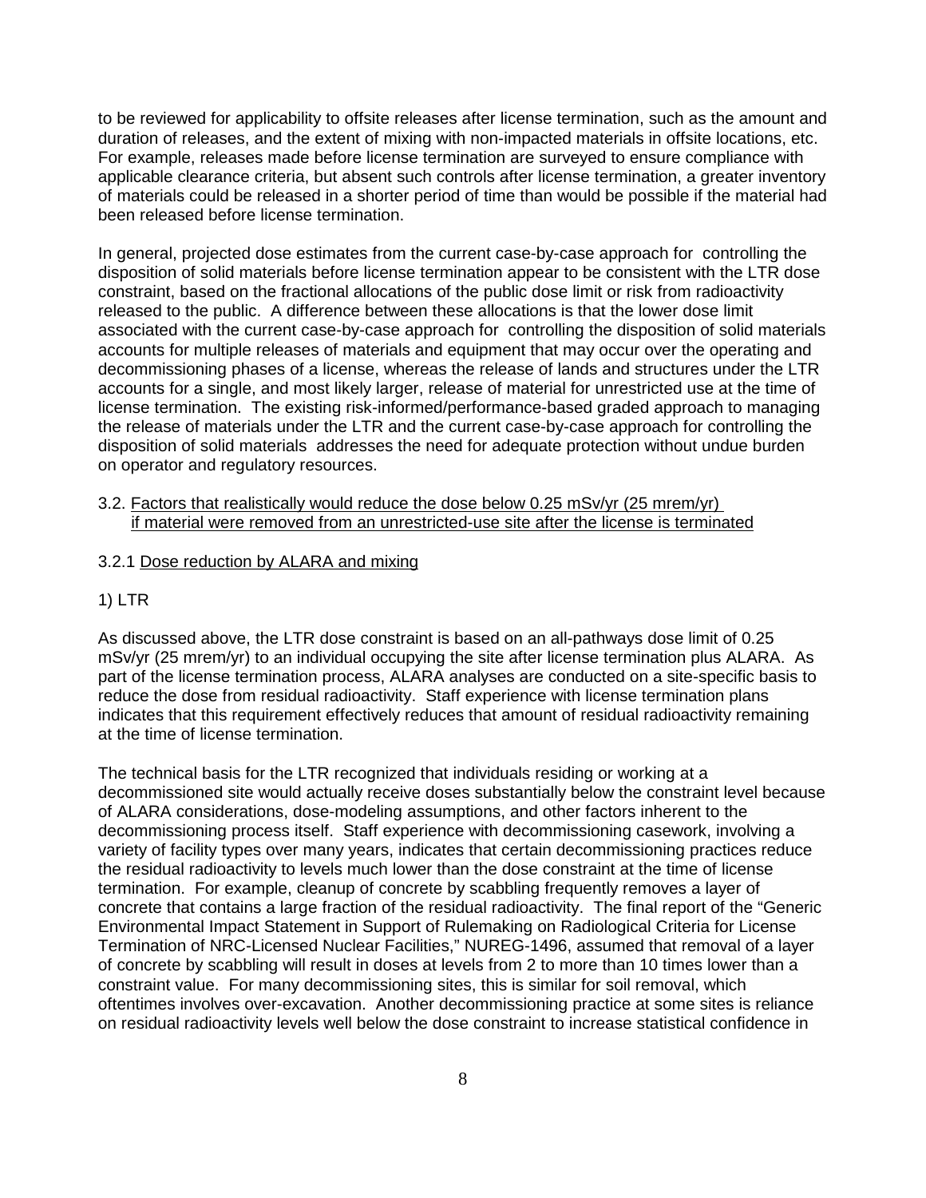to be reviewed for applicability to offsite releases after license termination, such as the amount and duration of releases, and the extent of mixing with non-impacted materials in offsite locations, etc. For example, releases made before license termination are surveyed to ensure compliance with applicable clearance criteria, but absent such controls after license termination, a greater inventory of materials could be released in a shorter period of time than would be possible if the material had been released before license termination.

In general, projected dose estimates from the current case-by-case approach for controlling the disposition of solid materials before license termination appear to be consistent with the LTR dose constraint, based on the fractional allocations of the public dose limit or risk from radioactivity released to the public. A difference between these allocations is that the lower dose limit associated with the current case-by-case approach for controlling the disposition of solid materials accounts for multiple releases of materials and equipment that may occur over the operating and decommissioning phases of a license, whereas the release of lands and structures under the LTR accounts for a single, and most likely larger, release of material for unrestricted use at the time of license termination. The existing risk-informed/performance-based graded approach to managing the release of materials under the LTR and the current case-by-case approach for controlling the disposition of solid materials addresses the need for adequate protection without undue burden on operator and regulatory resources.

### 3.2. Factors that realistically would reduce the dose below 0.25 mSv/yr (25 mrem/yr) if material were removed from an unrestricted-use site after the license is terminated

#### 3.2.1 Dose reduction by ALARA and mixing

1) LTR

As discussed above, the LTR dose constraint is based on an all-pathways dose limit of 0.25 mSv/yr (25 mrem/yr) to an individual occupying the site after license termination plus ALARA. As part of the license termination process, ALARA analyses are conducted on a site-specific basis to reduce the dose from residual radioactivity. Staff experience with license termination plans indicates that this requirement effectively reduces that amount of residual radioactivity remaining at the time of license termination.

The technical basis for the LTR recognized that individuals residing or working at a decommissioned site would actually receive doses substantially below the constraint level because of ALARA considerations, dose-modeling assumptions, and other factors inherent to the decommissioning process itself. Staff experience with decommissioning casework, involving a variety of facility types over many years, indicates that certain decommissioning practices reduce the residual radioactivity to levels much lower than the dose constraint at the time of license termination. For example, cleanup of concrete by scabbling frequently removes a layer of concrete that contains a large fraction of the residual radioactivity. The final report of the "Generic Environmental Impact Statement in Support of Rulemaking on Radiological Criteria for License Termination of NRC-Licensed Nuclear Facilities," NUREG-1496, assumed that removal of a layer of concrete by scabbling will result in doses at levels from 2 to more than 10 times lower than a constraint value. For many decommissioning sites, this is similar for soil removal, which oftentimes involves over-excavation. Another decommissioning practice at some sites is reliance on residual radioactivity levels well below the dose constraint to increase statistical confidence in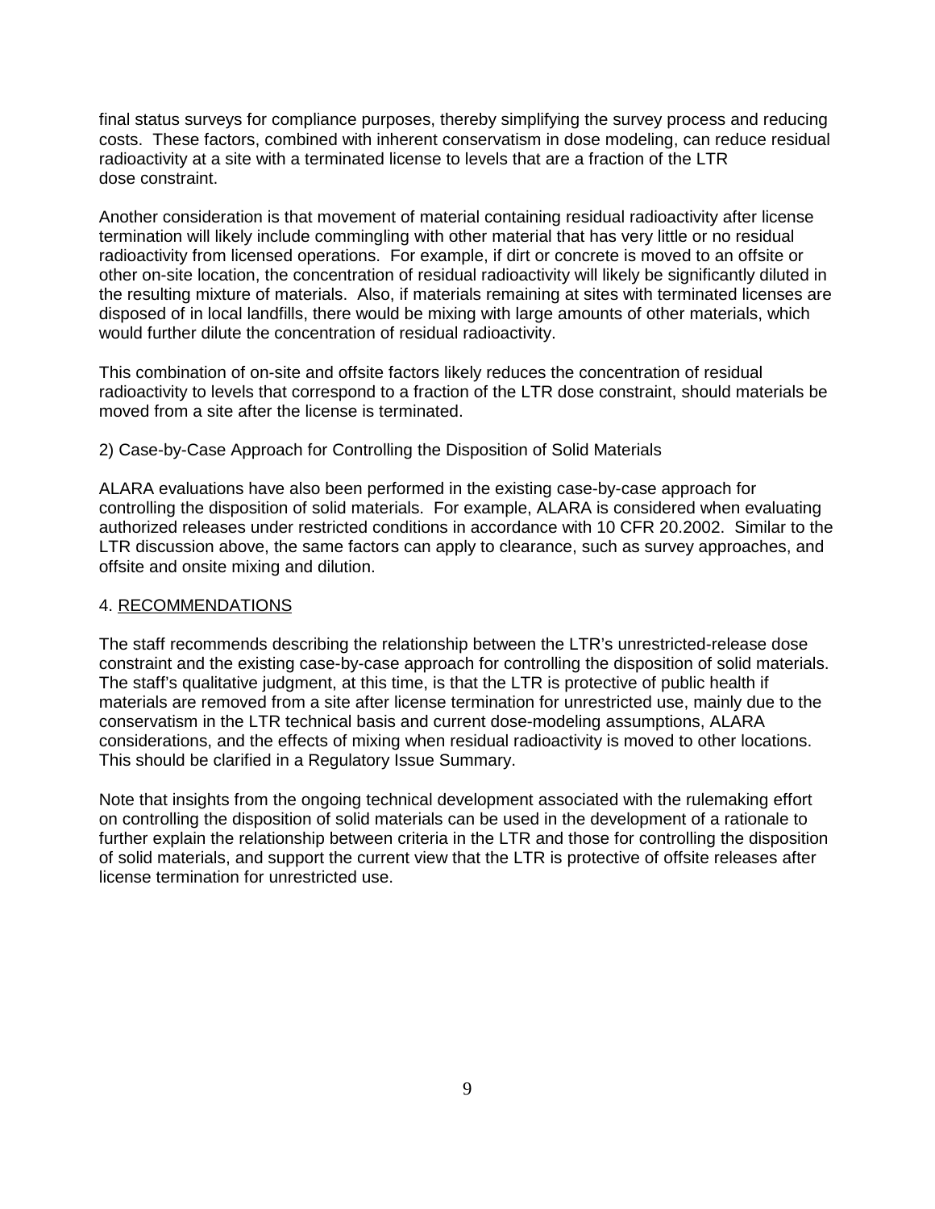final status surveys for compliance purposes, thereby simplifying the survey process and reducing costs. These factors, combined with inherent conservatism in dose modeling, can reduce residual radioactivity at a site with a terminated license to levels that are a fraction of the LTR dose constraint.

Another consideration is that movement of material containing residual radioactivity after license termination will likely include commingling with other material that has very little or no residual radioactivity from licensed operations. For example, if dirt or concrete is moved to an offsite or other on-site location, the concentration of residual radioactivity will likely be significantly diluted in the resulting mixture of materials. Also, if materials remaining at sites with terminated licenses are disposed of in local landfills, there would be mixing with large amounts of other materials, which would further dilute the concentration of residual radioactivity.

This combination of on-site and offsite factors likely reduces the concentration of residual radioactivity to levels that correspond to a fraction of the LTR dose constraint, should materials be moved from a site after the license is terminated.

2) Case-by-Case Approach for Controlling the Disposition of Solid Materials

ALARA evaluations have also been performed in the existing case-by-case approach for controlling the disposition of solid materials. For example, ALARA is considered when evaluating authorized releases under restricted conditions in accordance with 10 CFR 20.2002. Similar to the LTR discussion above, the same factors can apply to clearance, such as survey approaches, and offsite and onsite mixing and dilution.

## 4. RECOMMENDATIONS

The staff recommends describing the relationship between the LTR's unrestricted-release dose constraint and the existing case-by-case approach for controlling the disposition of solid materials. The staff's qualitative judgment, at this time, is that the LTR is protective of public health if materials are removed from a site after license termination for unrestricted use, mainly due to the conservatism in the LTR technical basis and current dose-modeling assumptions, ALARA considerations, and the effects of mixing when residual radioactivity is moved to other locations. This should be clarified in a Regulatory Issue Summary.

Note that insights from the ongoing technical development associated with the rulemaking effort on controlling the disposition of solid materials can be used in the development of a rationale to further explain the relationship between criteria in the LTR and those for controlling the disposition of solid materials, and support the current view that the LTR is protective of offsite releases after license termination for unrestricted use.